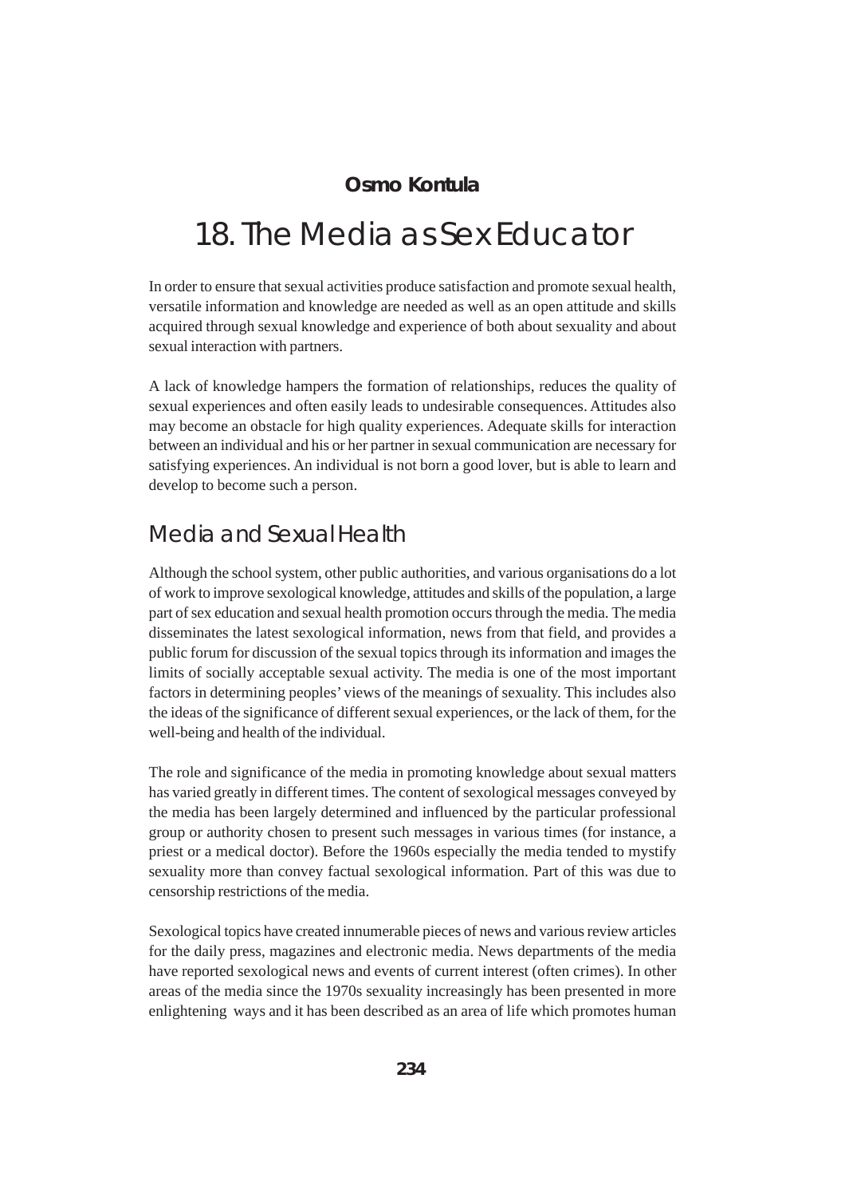**Osmo Kontula**

# 18. The Media as Sex Educator

In order to ensure that sexual activities produce satisfaction and promote sexual health, versatile information and knowledge are needed as well as an open attitude and skills acquired through sexual knowledge and experience of both about sexuality and about sexual interaction with partners.

A lack of knowledge hampers the formation of relationships, reduces the quality of sexual experiences and often easily leads to undesirable consequences. Attitudes also may become an obstacle for high quality experiences. Adequate skills for interaction between an individual and his or her partner in sexual communication are necessary for satisfying experiences. An individual is not born a good lover, but is able to learn and develop to become such a person.

## Media and Sexual Health

Although the school system, other public authorities, and various organisations do a lot of work to improve sexological knowledge, attitudes and skills of the population, a large part of sex education and sexual health promotion occurs through the media. The media disseminates the latest sexological information, news from that field, and provides a public forum for discussion of the sexual topics through its information and images the limits of socially acceptable sexual activity. The media is one of the most important factors in determining peoples' views of the meanings of sexuality. This includes also the ideas of the significance of different sexual experiences, or the lack of them, for the well-being and health of the individual.

The role and significance of the media in promoting knowledge about sexual matters has varied greatly in different times. The content of sexological messages conveyed by the media has been largely determined and influenced by the particular professional group or authority chosen to present such messages in various times (for instance, a priest or a medical doctor). Before the 1960s especially the media tended to mystify sexuality more than convey factual sexological information. Part of this was due to censorship restrictions of the media.

Sexological topics have created innumerable pieces of news and various review articles for the daily press, magazines and electronic media. News departments of the media have reported sexological news and events of current interest (often crimes). In other areas of the media since the 1970s sexuality increasingly has been presented in more enlightening ways and it has been described as an area of life which promotes human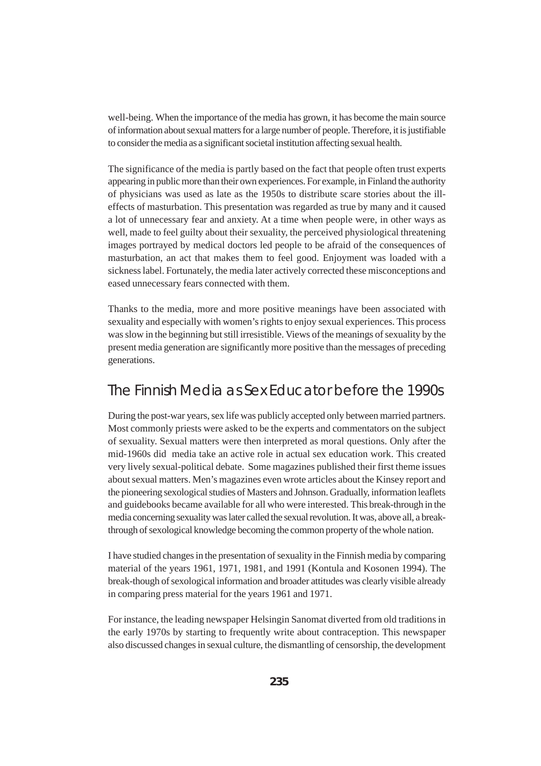well-being. When the importance of the media has grown, it has become the main source of information about sexual matters for a large number of people. Therefore, it is justifiable to consider the media as a significant societal institution affecting sexual health.

The significance of the media is partly based on the fact that people often trust experts appearing in public more than their own experiences. For example, in Finland the authority of physicians was used as late as the 1950s to distribute scare stories about the ill-effects of masturbation. This presentation was regarded as true by many and it caused a lot of unnecessary fear and anxiety. At a time when people were, in other ways as well, made to feel guilty about their sexuality, the perceived physiological threatening images portrayed by medical doctors led people to be afraid of the consequences of masturbation, an act that makes them to feel good. Enjoyment was loaded with a sickness label. Fortunately, the media later actively corrected these misconceptions and eased unnecessary fears connected with them.

Thanks to the media, more and more positive meanings have been associated with sexuality and especially with women's rights to enjoy sexual experiences. This process was slow in the beginning but still irresistible. Views of the meanings of sexuality by the present media generation are significantly more positive than the messages of preceding generations.

## The Finnish Media as Sex Educator before the 1990s

During the post-war years, sex life was publicly accepted only between married partners. Most commonly priests were asked to be the experts and commentators on the subject of sexuality. Sexual matters were then interpreted as moral questions. Only after the mid-1960s did media take an active role in actual sex education work. This created very lively sexual-political debate. Some magazines published their first theme issues about sexual matters. Men's magazines even wrote articles about the Kinsey report and the pioneering sexological studies of Masters and Johnson. Gradually, information leaflets and guidebooks became available for all who were interested. This break-through in the media concerning sexuality was later called the sexual revolution. It was, above all, a break-through of sexological knowledge becoming the common property of the whole nation.

I have studied changes in the presentation of sexuality in the Finnish media by comparing material of the years 1961, 1971, 1981, and 1991 (Kontula and Kosonen 1994). The break-though of sexological information and broader attitudes was clearly visible already in comparing press material for the years 1961 and 1971.

For instance, the leading newspaper Helsingin Sanomat diverted from old traditions in the early 1970s by starting to frequently write about contraception. This newspaper also discussed changes in sexual culture, the dismantling of censorship, the development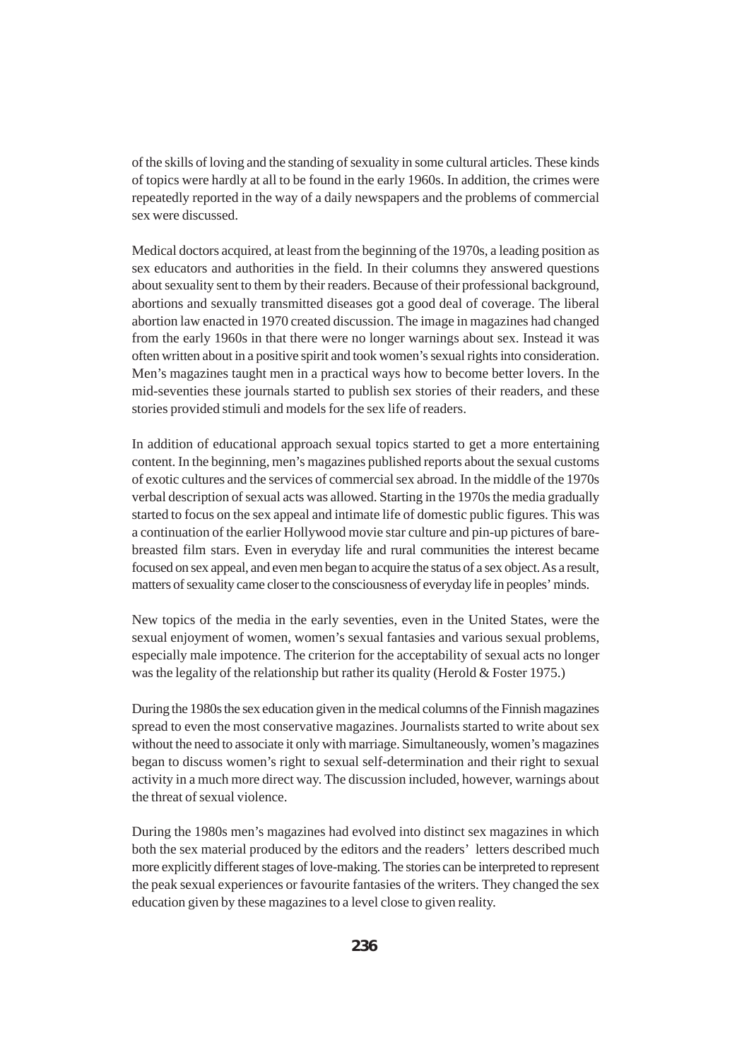of the skills of loving and the standing of sexuality in some cultural articles. These kinds of topics were hardly at all to be found in the early 1960s. In addition, the crimes were repeatedly reported in the way of a daily newspapers and the problems of commercial sex were discussed.

Medical doctors acquired, at least from the beginning of the 1970s, a leading position as sex educators and authorities in the field. In their columns they answered questions about sexuality sent to them by their readers. Because of their professional background, abortions and sexually transmitted diseases got a good deal of coverage. The liberal abortion law enacted in 1970 created discussion. The image in magazines had changed from the early 1960s in that there were no longer warnings about sex. Instead it was often written about in a positive spirit and took women's sexual rights into consideration. Men's magazines taught men in a practical ways how to become better lovers. In the mid-seventies these journals started to publish sex stories of their readers, and these stories provided stimuli and models for the sex life of readers.

In addition of educational approach sexual topics started to get a more entertaining content. In the beginning, men's magazines published reports about the sexual customs of exotic cultures and the services of commercial sex abroad. In the middle of the 1970s verbal description of sexual acts was allowed. Starting in the 1970s the media gradually started to focus on the sex appeal and intimate life of domestic public figures. This was a continuation of the earlier Hollywood movie star culture and pin-up pictures of bare-breasted film stars. Even in everyday life and rural communities the interest became focused on sex appeal, and even men began to acquire the status of a sex object. As a result, matters of sexuality came closer to the consciousness of everyday life in peoples' minds.

New topics of the media in the early seventies, even in the United States, were the sexual enjoyment of women, women's sexual fantasies and various sexual problems, especially male impotence. The criterion for the acceptability of sexual acts no longer was the legality of the relationship but rather its quality (Herold & Foster 1975.)

During the 1980s the sex education given in the medical columns of the Finnish magazines spread to even the most conservative magazines. Journalists started to write about sex without the need to associate it only with marriage. Simultaneously, women's magazines began to discuss women's right to sexual self-determination and their right to sexual activity in a much more direct way. The discussion included, however, warnings about the threat of sexual violence.

During the 1980s men's magazines had evolved into distinct sex magazines in which both the sex material produced by the editors and the readers' letters described much more explicitly different stages of love-making. The stories can be interpreted to represent the peak sexual experiences or favourite fantasies of the writers. They changed the sex education given by these magazines to a level close to given reality.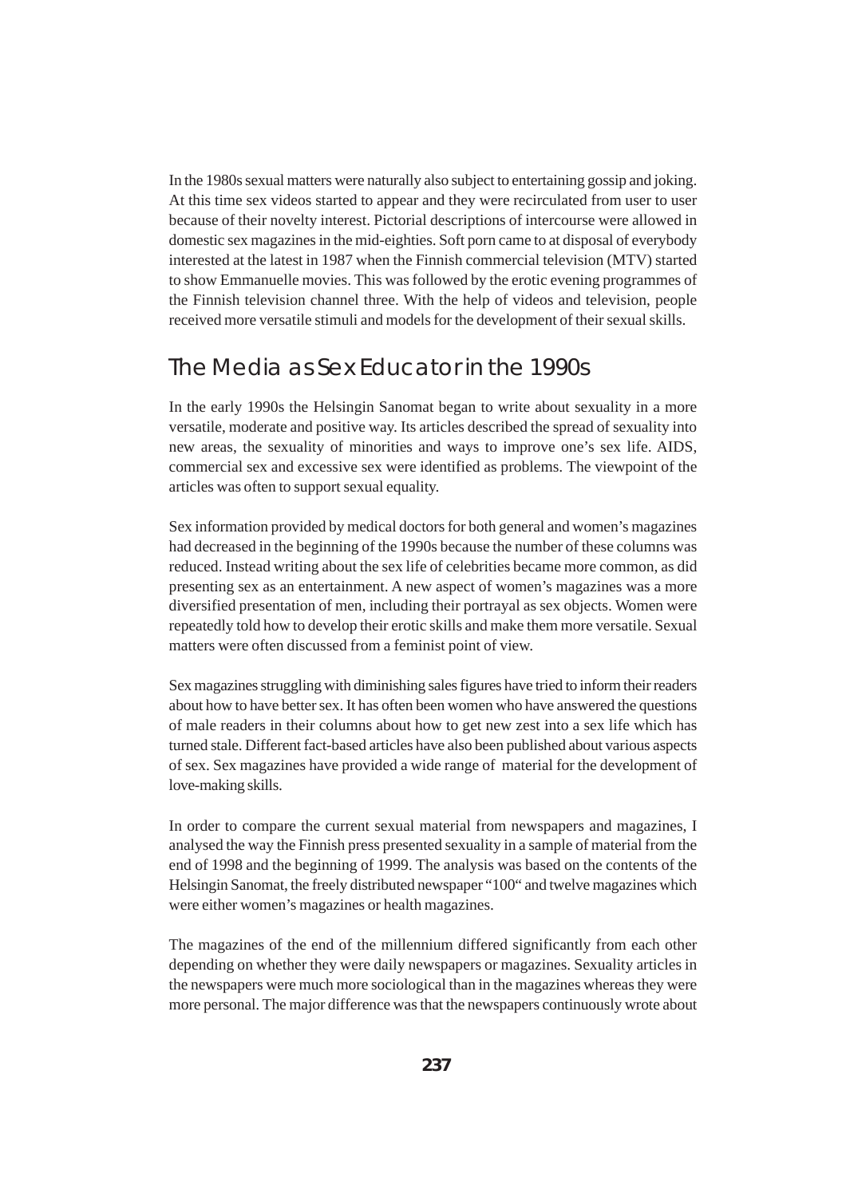In the 1980s sexual matters were naturally also subject to entertaining gossip and joking. At this time sex videos started to appear and they were recirculated from user to user because of their novelty interest. Pictorial descriptions of intercourse were allowed in domestic sex magazines in the mid-eighties. Soft porn came to at disposal of everybody interested at the latest in 1987 when the Finnish commercial television (MTV) started to show Emmanuelle movies. This was followed by the erotic evening programmes of the Finnish television channel three. With the help of videos and television, people received more versatile stimuli and models for the development of their sexual skills.

## The Media as Sex Educator in the 1990s

In the early 1990s the Helsingin Sanomat began to write about sexuality in a more versatile, moderate and positive way. Its articles described the spread of sexuality into new areas, the sexuality of minorities and ways to improve one's sex life. AIDS, commercial sex and excessive sex were identified as problems. The viewpoint of the articles was often to support sexual equality.

Sex information provided by medical doctors for both general and women's magazines had decreased in the beginning of the 1990s because the number of these columns was reduced. Instead writing about the sex life of celebrities became more common, as did presenting sex as an entertainment. A new aspect of women's magazines was a more diversified presentation of men, including their portrayal as sex objects. Women were repeatedly told how to develop their erotic skills and make them more versatile. Sexual matters were often discussed from a feminist point of view.

Sex magazines struggling with diminishing sales figures have tried to inform their readers about how to have better sex. It has often been women who have answered the questions of male readers in their columns about how to get new zest into a sex life which has turned stale. Different fact-based articles have also been published about various aspects of sex. Sex magazines have provided a wide range of material for the development of love-making skills.

In order to compare the current sexual material from newspapers and magazines, I analysed the way the Finnish press presented sexuality in a sample of material from the end of 1998 and the beginning of 1999. The analysis was based on the contents of the Helsingin Sanomat, the freely distributed newspaper "100" and twelve magazines which were either women's magazines or health magazines.

The magazines of the end of the millennium differed significantly from each other depending on whether they were daily newspapers or magazines. Sexuality articles in the newspapers were much more sociological than in the magazines whereas they were more personal. The major difference was that the newspapers continuously wrote about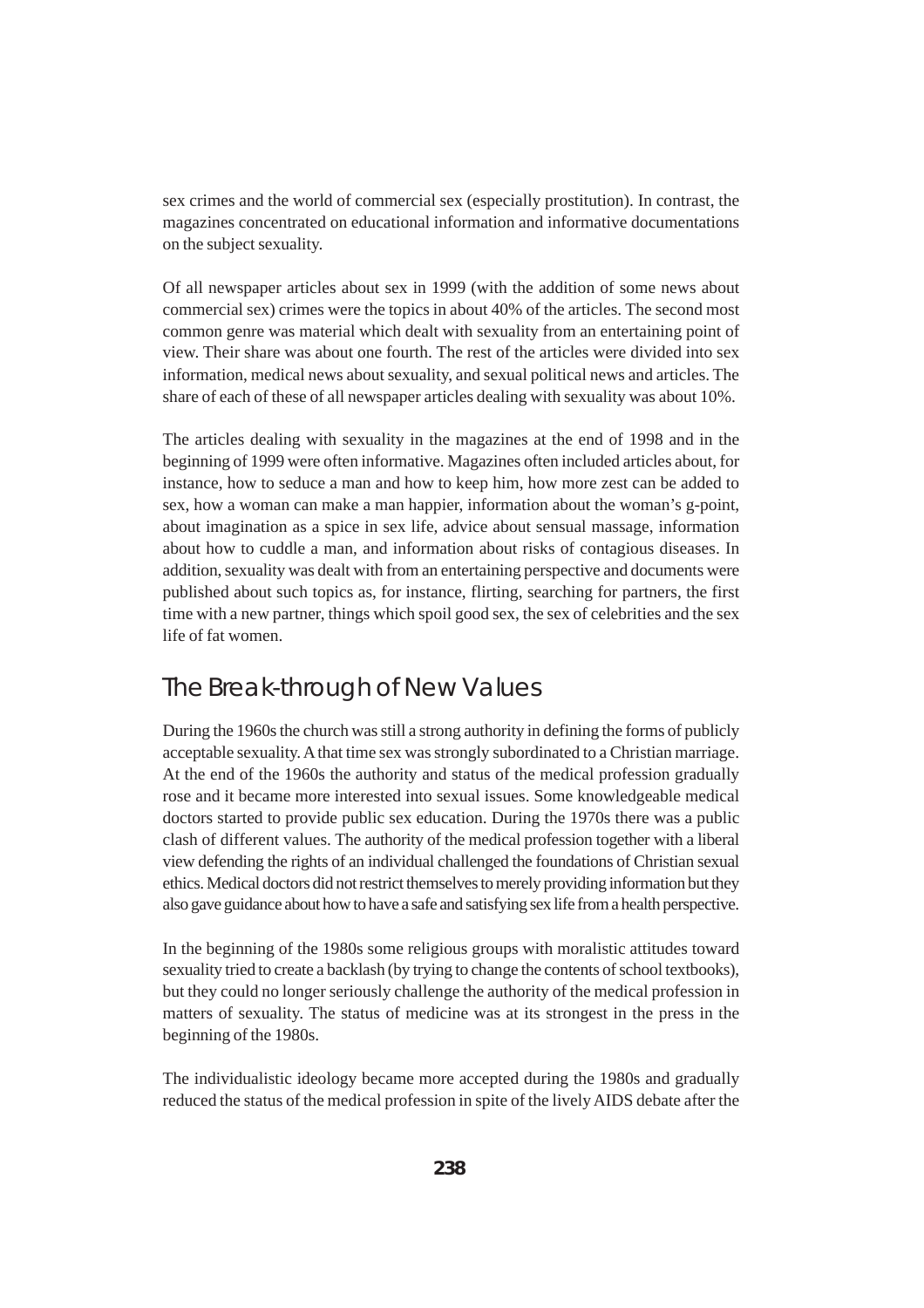sex crimes and the world of commercial sex (especially prostitution). In contrast, the magazines concentrated on educational information and informative documentations on the subject sexuality.

Of all newspaper articles about sex in 1999 (with the addition of some news about commercial sex) crimes were the topics in about 40% of the articles. The second most common genre was material which dealt with sexuality from an entertaining point of view. Their share was about one fourth. The rest of the articles were divided into sex information, medical news about sexuality, and sexual political news and articles. The share of each of these of all newspaper articles dealing with sexuality was about 10%.

The articles dealing with sexuality in the magazines at the end of 1998 and in the beginning of 1999 were often informative. Magazines often included articles about, for instance, how to seduce a man and how to keep him, how more zest can be added to sex, how a woman can make a man happier, information about the woman's g-point, about imagination as a spice in sex life, advice about sensual massage, information about how to cuddle a man, and information about risks of contagious diseases. In addition, sexuality was dealt with from an entertaining perspective and documents were published about such topics as, for instance, flirting, searching for partners, the first time with a new partner, things which spoil good sex, the sex of celebrities and the sex life of fat women.

## The Break-through of New Values

During the 1960s the church was still a strong authority in defining the forms of publicly acceptable sexuality. A that time sex was strongly subordinated to a Christian marriage. At the end of the 1960s the authority and status of the medical profession gradually rose and it became more interested into sexual issues. Some knowledgeable medical doctors started to provide public sex education. During the 1970s there was a public clash of different values. The authority of the medical profession together with a liberal view defending the rights of an individual challenged the foundations of Christian sexual ethics. Medical doctors did not restrict themselves to merely providing information but they also gave guidance about how to have a safe and satisfying sex life from a health perspective.

In the beginning of the 1980s some religious groups with moralistic attitudes toward sexuality tried to create a backlash (by trying to change the contents of school textbooks), but they could no longer seriously challenge the authority of the medical profession in matters of sexuality. The status of medicine was at its strongest in the press in the beginning of the 1980s.

The individualistic ideology became more accepted during the 1980s and gradually reduced the status of the medical profession in spite of the lively AIDS debate after the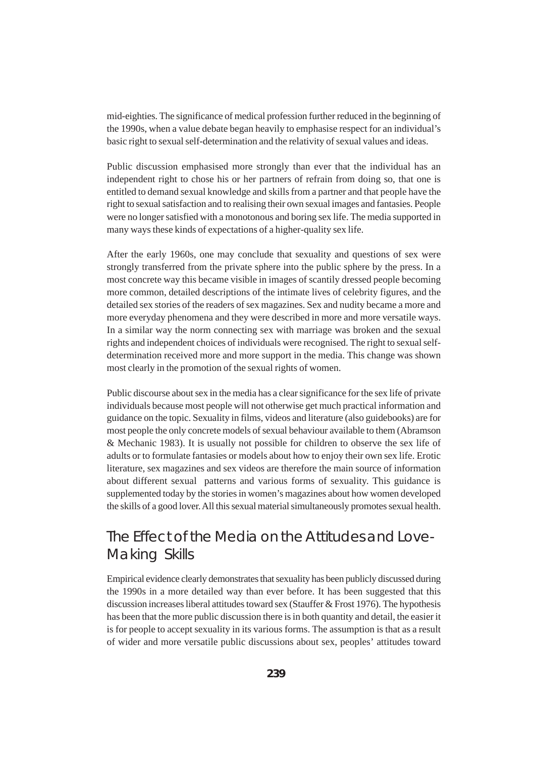mid-eighties. The significance of medical profession further reduced in the beginning of the 1990s, when a value debate began heavily to emphasise respect for an individual's basic right to sexual self-determination and the relativity of sexual values and ideas.

Public discussion emphasised more strongly than ever that the individual has an independent right to chose his or her partners of refrain from doing so, that one is entitled to demand sexual knowledge and skills from a partner and that people have the right to sexual satisfaction and to realising their own sexual images and fantasies. People were no longer satisfied with a monotonous and boring sex life. The media supported in many ways these kinds of expectations of a higher-quality sex life.

After the early 1960s, one may conclude that sexuality and questions of sex were strongly transferred from the private sphere into the public sphere by the press. In a most concrete way this became visible in images of scantily dressed people becoming more common, detailed descriptions of the intimate lives of celebrity figures, and the detailed sex stories of the readers of sex magazines. Sex and nudity became a more and more everyday phenomena and they were described in more and more versatile ways. In a similar way the norm connecting sex with marriage was broken and the sexual rights and independent choices of individuals were recognised. The right to sexual self-determination received more and more support in the media. This change was shown most clearly in the promotion of the sexual rights of women.

Public discourse about sex in the media has a clear significance for the sex life of private individuals because most people will not otherwise get much practical information and guidance on the topic. Sexuality in films, videos and literature (also guidebooks) are for most people the only concrete models of sexual behaviour available to them (Abramson & Mechanic 1983). It is usually not possible for children to observe the sex life of adults or to formulate fantasies or models about how to enjoy their own sex life. Erotic literature, sex magazines and sex videos are therefore the main source of information about different sexual patterns and various forms of sexuality. This guidance is supplemented today by the stories in women's magazines about how women developed the skills of a good lover. All this sexual material simultaneously promotes sexual health.

## The Effect of the Media on the Attitudes and Love-Making Skills

Empirical evidence clearly demonstrates that sexuality has been publicly discussed during the 1990s in a more detailed way than ever before. It has been suggested that this discussion increases liberal attitudes toward sex (Stauffer & Frost 1976). The hypothesis has been that the more public discussion there is in both quantity and detail, the easier it is for people to accept sexuality in its various forms. The assumption is that as a result of wider and more versatile public discussions about sex, peoples' attitudes toward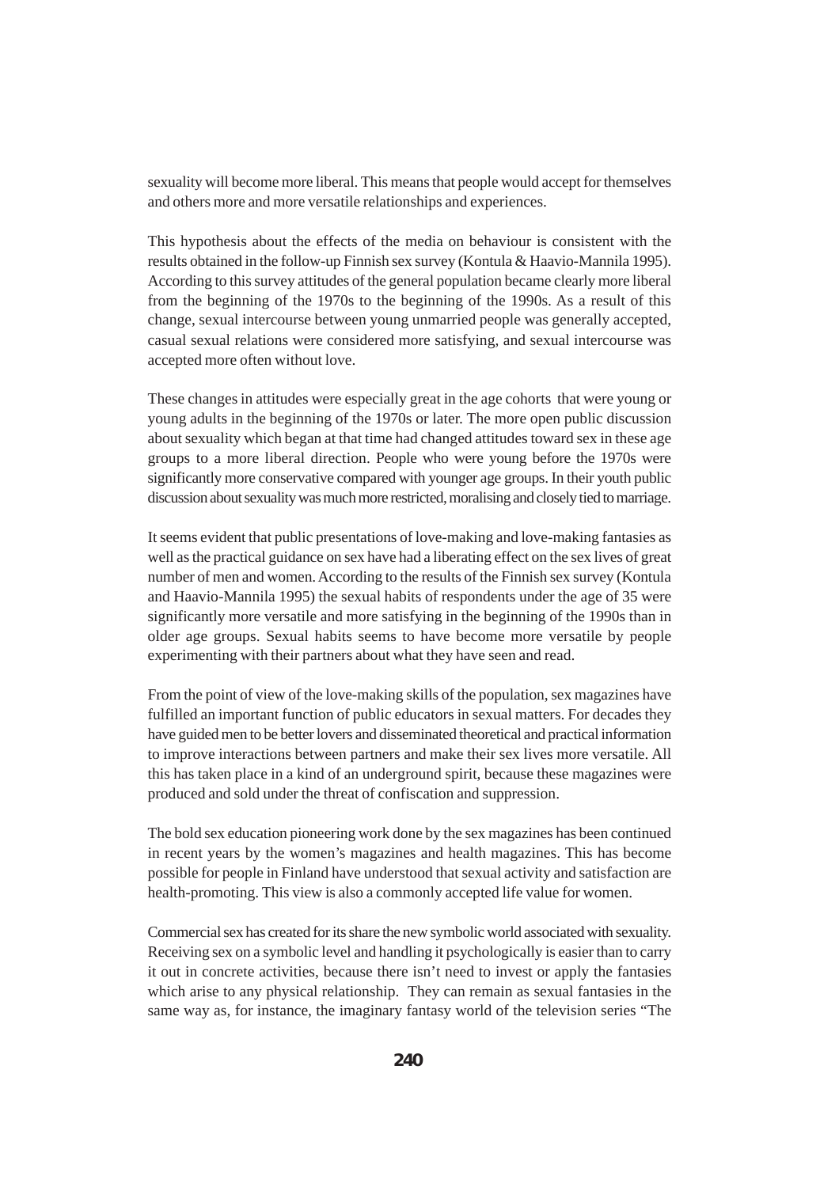sexuality will become more liberal. This means that people would accept for themselves and others more and more versatile relationships and experiences.

This hypothesis about the effects of the media on behaviour is consistent with the results obtained in the follow-up Finnish sex survey (Kontula & Haavio-Mannila 1995). According to this survey attitudes of the general population became clearly more liberal from the beginning of the 1970s to the beginning of the 1990s. As a result of this change, sexual intercourse between young unmarried people was generally accepted, casual sexual relations were considered more satisfying, and sexual intercourse was accepted more often without love.

These changes in attitudes were especially great in the age cohorts that were young or young adults in the beginning of the 1970s or later. The more open public discussion about sexuality which began at that time had changed attitudes toward sex in these age groups to a more liberal direction. People who were young before the 1970s were significantly more conservative compared with younger age groups. In their youth public discussion about sexuality was much more restricted, moralising and closely tied to marriage.

It seems evident that public presentations of love-making and love-making fantasies as well as the practical guidance on sex have had a liberating effect on the sex lives of great number of men and women. According to the results of the Finnish sex survey (Kontula and Haavio-Mannila 1995) the sexual habits of respondents under the age of 35 were significantly more versatile and more satisfying in the beginning of the 1990s than in older age groups. Sexual habits seems to have become more versatile by people experimenting with their partners about what they have seen and read.

From the point of view of the love-making skills of the population, sex magazines have fulfilled an important function of public educators in sexual matters. For decades they have guided men to be better lovers and disseminated theoretical and practical information to improve interactions between partners and make their sex lives more versatile. All this has taken place in a kind of an underground spirit, because these magazines were produced and sold under the threat of confiscation and suppression.

The bold sex education pioneering work done by the sex magazines has been continued in recent years by the women's magazines and health magazines. This has become possible for people in Finland have understood that sexual activity and satisfaction are health-promoting. This view is also a commonly accepted life value for women.

Commercial sex has created for its share the new symbolic world associated with sexuality. Receiving sex on a symbolic level and handling it psychologically is easier than to carry it out in concrete activities, because there isn't need to invest or apply the fantasies which arise to any physical relationship. They can remain as sexual fantasies in the same way as, for instance, the imaginary fantasy world of the television series "The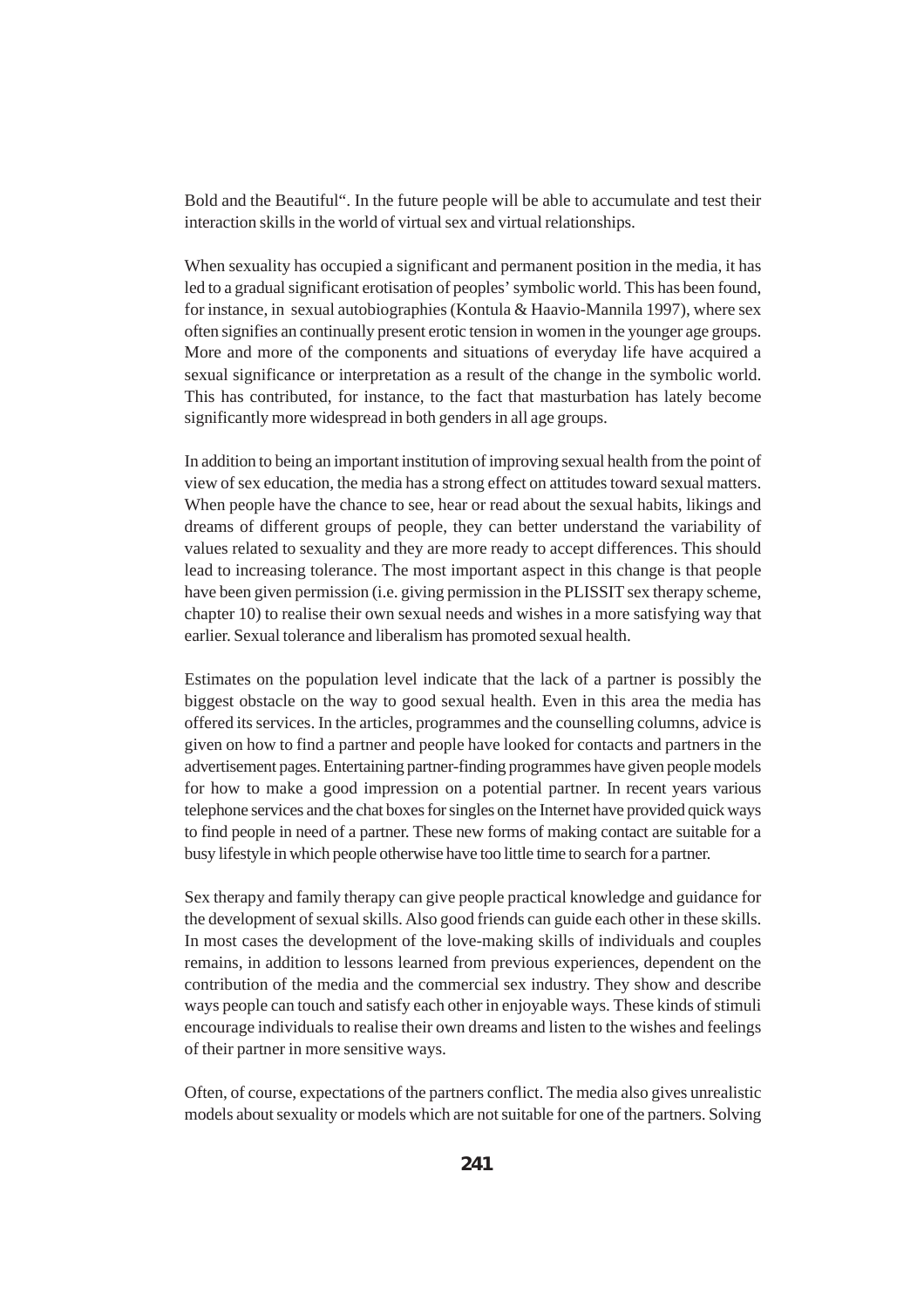Bold and the Beautiful". In the future people will be able to accumulate and test their interaction skills in the world of virtual sex and virtual relationships.

When sexuality has occupied a significant and permanent position in the media, it has led to a gradual significant erotisation of peoples' symbolic world. This has been found, for instance, in sexual autobiographies (Kontula & Haavio-Mannila 1997), where sex often signifies an continually present erotic tension in women in the younger age groups. More and more of the components and situations of everyday life have acquired a sexual significance or interpretation as a result of the change in the symbolic world. This has contributed, for instance, to the fact that masturbation has lately become significantly more widespread in both genders in all age groups.

In addition to being an important institution of improving sexual health from the point of view of sex education, the media has a strong effect on attitudes toward sexual matters. When people have the chance to see, hear or read about the sexual habits, likings and dreams of different groups of people, they can better understand the variability of values related to sexuality and they are more ready to accept differences. This should lead to increasing tolerance. The most important aspect in this change is that people have been given permission (i.e. giving permission in the PLISSIT sex therapy scheme, chapter 10) to realise their own sexual needs and wishes in a more satisfying way that earlier. Sexual tolerance and liberalism has promoted sexual health.

Estimates on the population level indicate that the lack of a partner is possibly the biggest obstacle on the way to good sexual health. Even in this area the media has offered its services. In the articles, programmes and the counselling columns, advice is given on how to find a partner and people have looked for contacts and partners in the advertisement pages. Entertaining partner-finding programmes have given people models for how to make a good impression on a potential partner. In recent years various telephone services and the chat boxes for singles on the Internet have provided quick ways to find people in need of a partner. These new forms of making contact are suitable for a busy lifestyle in which people otherwise have too little time to search for a partner.

Sex therapy and family therapy can give people practical knowledge and guidance for the development of sexual skills. Also good friends can guide each other in these skills. In most cases the development of the love-making skills of individuals and couples remains, in addition to lessons learned from previous experiences, dependent on the contribution of the media and the commercial sex industry. They show and describe ways people can touch and satisfy each other in enjoyable ways. These kinds of stimuli encourage individuals to realise their own dreams and listen to the wishes and feelings of their partner in more sensitive ways.

Often, of course, expectations of the partners conflict. The media also gives unrealistic models about sexuality or models which are not suitable for one of the partners. Solving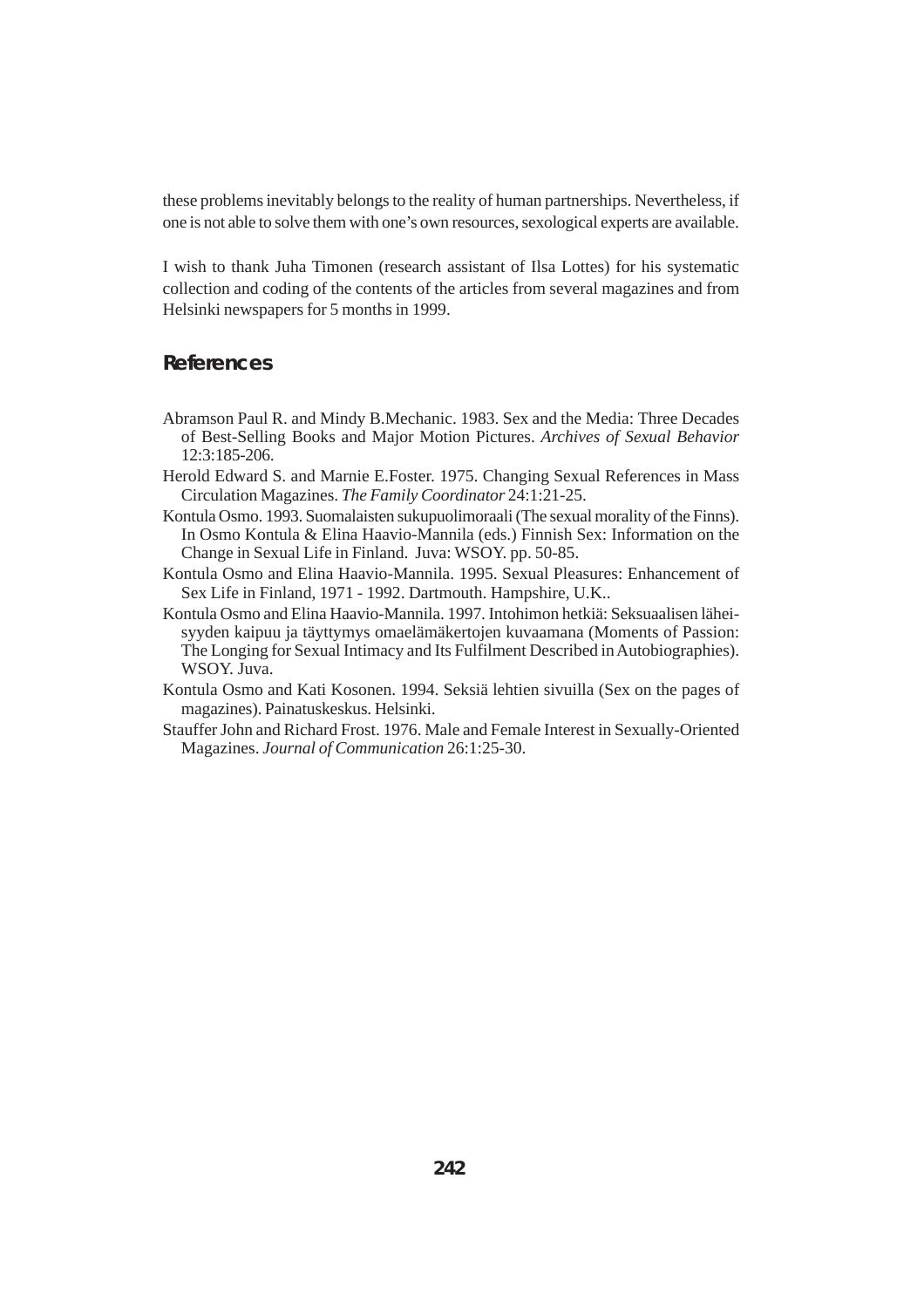these problems inevitably belongs to the reality of human partnerships. Nevertheless, if one is not able to solve them with one's own resources, sexological experts are available.

I wish to thank Juha Timonen (research assistant of Ilsa Lottes) for his systematic collection and coding of the contents of the articles from several magazines and from Helsinki newspapers for 5 months in 1999.

## References

Abramson Paul R. and Mindy B.Mechanic. 1983. Sex and the Media: Three Decades of Best-Selling Books and Major Motion Pictures. *Archives of Sexual Behavior* 12:3:185-206.

Herold Edward S. and Marnie E.Foster. 1975. Changing Sexual References in Mass Circulation Magazines. *The Family Coordinator* 24:1:21-25.

Kontula Osmo. 1993. Suomalaisten sukupuolimoraali (The sexual morality of the Finns). In Osmo Kontula & Elina Haavio-Mannila (eds.) Finnish Sex: Information on the Change in Sexual Life in Finland. Juva: WSOY. pp. 50-85.

Kontula Osmo and Elina Haavio-Mannila. 1995. Sexual Pleasures: Enhancement of Sex Life in Finland, 1971 - 1992. Dartmouth. Hampshire, U.K..

Kontula Osmo and Elina Haavio-Mannila. 1997. Intohimon hetkiä: Seksuaalisen läheisyyden kaipuu ja täyttymys omaelämäkertojen kuvaamana (Moments of Passion: The Longing for Sexual Intimacy and Its Fulfilment Described in Autobiographies). WSOY. Juva.

Kontula Osmo and Kati Kosonen. 1994. Seksiä lehtien sivuilla (Sex on the pages of magazines). Painatuskeskus. Helsinki.

Stauffer John and Richard Frost. 1976. Male and Female Interest in Sexually-Oriented Magazines. *Journal of Communication* 26:1:25-30.